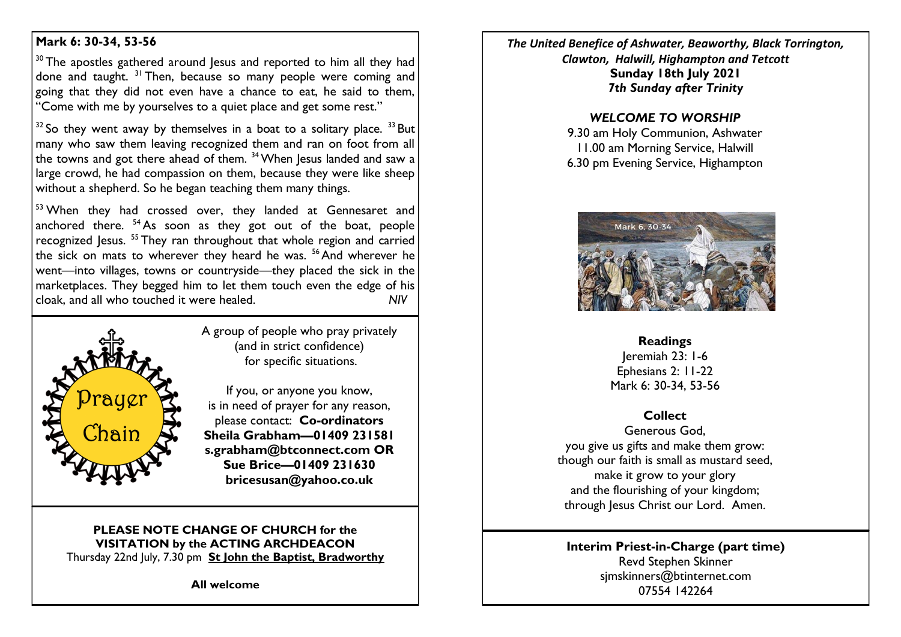## Mark 6: 30-34, 53-56

[30] The apostles gathered around Jesus and reported to him all they had done and taught. [31] Then, because so many people were coming and going that they did not even have a chance to eat, he said to them, "Come with me by yourselves to a quiet place and get some rest."

[32] So they went away by themselves in a boat to a solitary place. [33] But many who saw them leaving recognized them and ran on foot from all the towns and got there ahead of them. [34] When Jesus landed and saw a large crowd, he had compassion on them, because they were like sheep without a shepherd. So he began teaching them many things.

[53] When they had crossed over, they landed at Gennesaret and anchored there. [54] As soon as they got out of the boat, people recognized Jesus. [55] They ran throughout that whole region and carried the sick on mats to wherever they heard he was. [56] And wherever he went—into villages, towns or countryside—they placed the sick in the marketplaces. They begged him to let them touch even the edge of his cloak, and all who touched it were healed. *NIV*

Prayer Chain

A group of people who pray privately (and in strict confidence) for specific situations.

If you, or anyone you know, is in need of prayer for any reason, please contact: **Co-ordinators**
**Sheila Grabham—01409 231581**
**s.grabham@btconnect.com OR**
**Sue Brice—01409 231630**
**bricesusan@yahoo.co.uk**

**PLEASE NOTE CHANGE OF CHURCH for the VISITATION by the ACTING ARCHDEACON**
Thursday 22nd July, 7.30 pm **St John the Baptist, Bradworthy**

**All welcome**

***The United Benefice of Ashwater, Beaworthy, Black Torrington, Clawton, Halwill, Highampton and Tetcott***
**Sunday 18th July 2021**
***7th Sunday after Trinity***

### *WELCOME TO WORSHIP*

9.30 am Holy Communion, Ashwater
11.00 am Morning Service, Halwill
6.30 pm Evening Service, Highampton

Mark 6, 30-34

**Readings**
Jeremiah 23: 1-6
Ephesians 2: 11-22
Mark 6: 30-34, 53-56

**Collect**
Generous God,
you give us gifts and make them grow:
though our faith is small as mustard seed,
make it grow to your glory
and the flourishing of your kingdom;
through Jesus Christ our Lord. Amen.

**Interim Priest-in-Charge (part time)**
Revd Stephen Skinner
sjmskinners@btinternet.com
07554 142264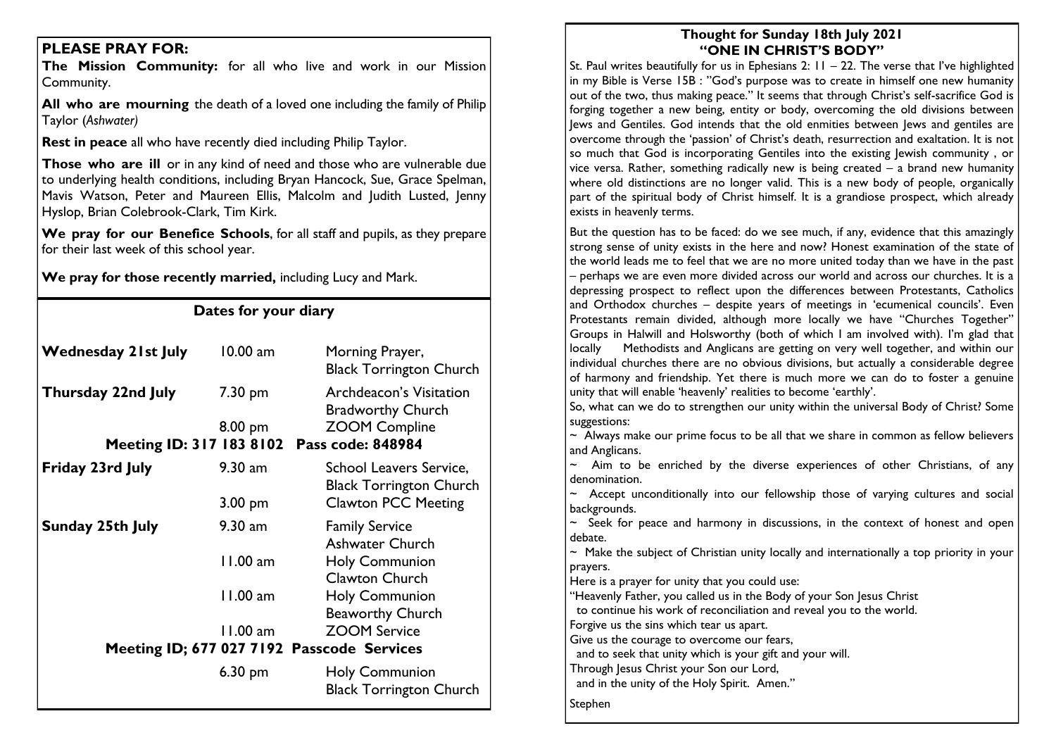## PLEASE PRAY FOR:

**The Mission Community:** for all who live and work in our Mission Community.

**All who are mourning** the death of a loved one including the family of Philip Taylor (*Ashwater)*

**Rest in peace** all who have recently died including Philip Taylor.

**Those who are ill** or in any kind of need and those who are vulnerable due to underlying health conditions, including Bryan Hancock, Sue, Grace Spelman, Mavis Watson, Peter and Maureen Ellis, Malcolm and Judith Lusted, Jenny Hyslop, Brian Colebrook-Clark, Tim Kirk.

**We pray for our Benefice Schools**, for all staff and pupils, as they prepare for their last week of this school year.

**We pray for those recently married,** including Lucy and Mark.

## Dates for your diary

| | | |
|---|---|---|
| **Wednesday 21st July** | 10.00 am | Morning Prayer, Black Torrington Church |
| **Thursday 22nd July** | 7.30 pm | Archdeacon's Visitation Bradworthy Church |
| | 8.00 pm | ZOOM Compline |
| **Meeting ID: 317 183 8102** | | **Pass code: 848984** |
| **Friday 23rd July** | 9.30 am | School Leavers Service, Black Torrington Church |
| | 3.00 pm | Clawton PCC Meeting |
| **Sunday 25th July** | 9.30 am | Family Service Ashwater Church |
| | 11.00 am | Holy Communion Clawton Church |
| | 11.00 am | Holy Communion Beaworthy Church |
| | 11.00 am | ZOOM Service |
| **Meeting ID; 677 027 7192** | | **Passcode Services** |
| | 6.30 pm | Holy Communion Black Torrington Church |

## Thought for Sunday 18th July 2021
## "ONE IN CHRIST'S BODY"

St. Paul writes beautifully for us in Ephesians 2: 11 – 22. The verse that I've highlighted in my Bible is Verse 15B : "God's purpose was to create in himself one new humanity out of the two, thus making peace." It seems that through Christ's self-sacrifice God is forging together a new being, entity or body, overcoming the old divisions between Jews and Gentiles. God intends that the old enmities between Jews and gentiles are overcome through the 'passion' of Christ's death, resurrection and exaltation. It is not so much that God is incorporating Gentiles into the existing Jewish community , or vice versa. Rather, something radically new is being created – a brand new humanity where old distinctions are no longer valid. This is a new body of people, organically part of the spiritual body of Christ himself. It is a grandiose prospect, which already exists in heavenly terms.

But the question has to be faced: do we see much, if any, evidence that this amazingly strong sense of unity exists in the here and now? Honest examination of the state of the world leads me to feel that we are no more united today than we have in the past – perhaps we are even more divided across our world and across our churches. It is a depressing prospect to reflect upon the differences between Protestants, Catholics and Orthodox churches – despite years of meetings in 'ecumenical councils'. Even Protestants remain divided, although more locally we have "Churches Together" Groups in Halwill and Holsworthy (both of which I am involved with). I'm glad that locally Methodists and Anglicans are getting on very well together, and within our individual churches there are no obvious divisions, but actually a considerable degree of harmony and friendship. Yet there is much more we can do to foster a genuine unity that will enable 'heavenly' realities to become 'earthly'.

So, what can we do to strengthen our unity within the universal Body of Christ? Some suggestions:

~ Always make our prime focus to be all that we share in common as fellow believers and Anglicans.

~ Aim to be enriched by the diverse experiences of other Christians, of any denomination.

~ Accept unconditionally into our fellowship those of varying cultures and social backgrounds.

~ Seek for peace and harmony in discussions, in the context of honest and open debate.

~ Make the subject of Christian unity locally and internationally a top priority in your prayers.

Here is a prayer for unity that you could use:

"Heavenly Father, you called us in the Body of your Son Jesus Christ
to continue his work of reconciliation and reveal you to the world.
Forgive us the sins which tear us apart.
Give us the courage to overcome our fears,
and to seek that unity which is your gift and your will.
Through Jesus Christ your Son our Lord,
and in the unity of the Holy Spirit. Amen."

Stephen